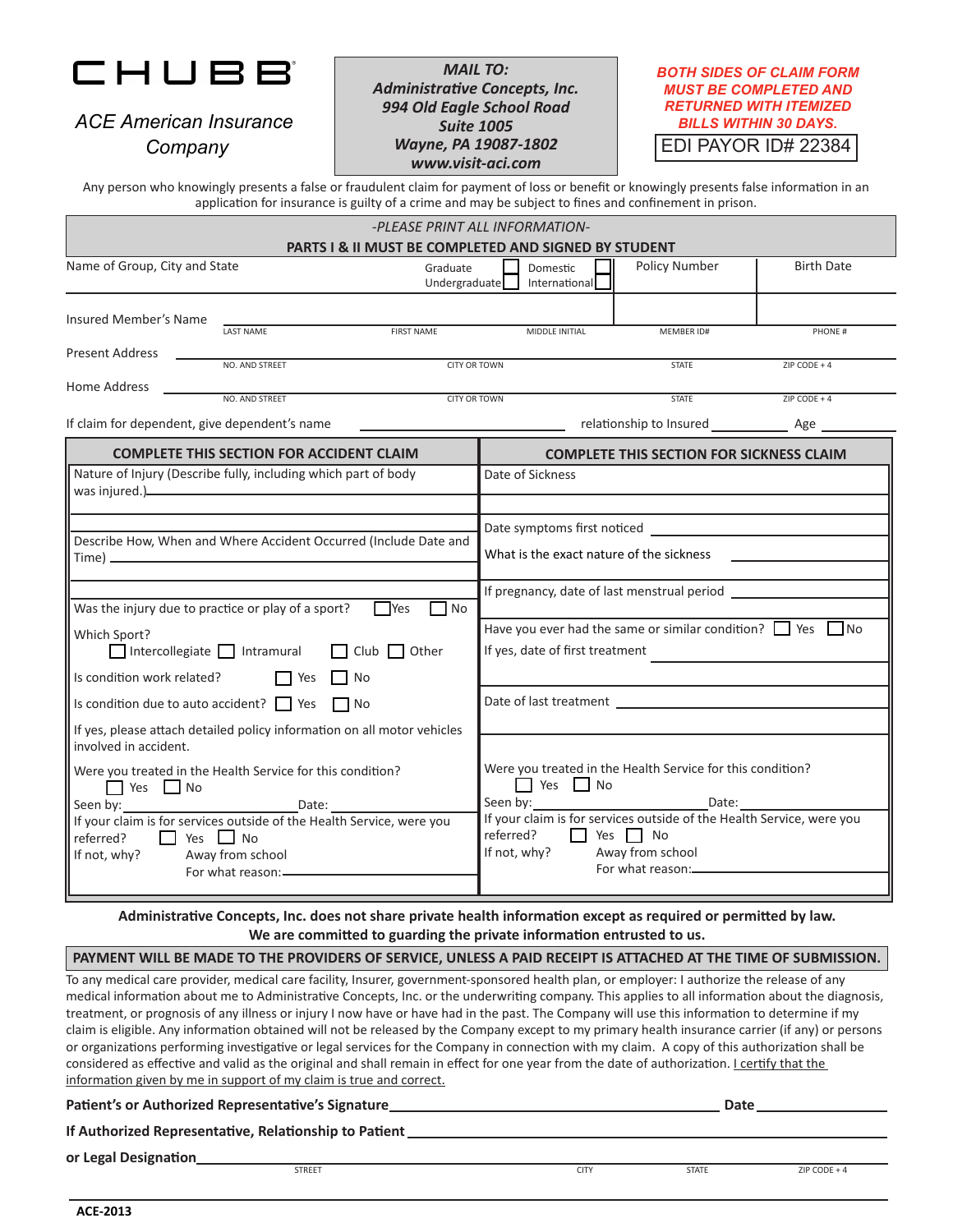# CHUBB

*ACE American Insurance Company*

***MAIL TO:***
***Administrative Concepts, Inc.***
***994 Old Eagle School Road***
***Suite 1005***
***Wayne, PA 19087-1802***
***www.visit-aci.com***

***BOTH SIDES OF CLAIM FORM MUST BE COMPLETED AND RETURNED WITH ITEMIZED BILLS WITHIN 30 DAYS.***

EDI PAYOR ID# 22384

Any person who knowingly presents a false or fraudulent claim for payment of loss or benefit or knowingly presents false information in an application for insurance is guilty of a crime and may be subject to fines and confinement in prison.

*-PLEASE PRINT ALL INFORMATION-*

**PARTS I & II MUST BE COMPLETED AND SIGNED BY STUDENT**

| Name of Group, City and State | Graduate ☐ Undergraduate ☐ | Domestic ☐ International ☐ | Policy Number | Birth Date |
|---|---|---|---|---|
| | | | | |

Insured Member's Name ______ LAST NAME ______ FIRST NAME ______ MIDDLE INITIAL ______ MEMBER ID# ______ PHONE #

Present Address ______ NO. AND STREET ______ CITY OR TOWN ______ STATE ______ ZIP CODE + 4

Home Address ______ NO. AND STREET ______ CITY OR TOWN ______ STATE ______ ZIP CODE + 4

If claim for dependent, give dependent's name ______ relationship to Insured ______ Age ______

## COMPLETE THIS SECTION FOR ACCIDENT CLAIM

Nature of Injury (Describe fully, including which part of body was injured.) ______

Describe How, When and Where Accident Occurred (Include Date and Time) ______

Was the injury due to practice or play of a sport? ☐ Yes ☐ No

Which Sport?
☐ Intercollegiate ☐ Intramural ☐ Club ☐ Other

Is condition work related? ☐ Yes ☐ No

Is condition due to auto accident? ☐ Yes ☐ No

If yes, please attach detailed policy information on all motor vehicles involved in accident.

Were you treated in the Health Service for this condition?
☐ Yes ☐ No

Seen by: ______ Date: ______

If your claim is for services outside of the Health Service, were you referred? ☐ Yes ☐ No

If not, why? Away from school
For what reason: ______

## COMPLETE THIS SECTION FOR SICKNESS CLAIM

Date of Sickness ______

Date symptoms first noticed ______

What is the exact nature of the sickness ______

If pregnancy, date of last menstrual period ______

Have you ever had the same or similar condition? ☐ Yes ☐ No

If yes, date of first treatment ______

Date of last treatment ______

Were you treated in the Health Service for this condition?
☐ Yes ☐ No

Seen by: ______ Date: ______

If your claim is for services outside of the Health Service, were you referred? ☐ Yes ☐ No

If not, why? Away from school
For what reason: ______

**Administrative Concepts, Inc. does not share private health information except as required or permitted by law. We are committed to guarding the private information entrusted to us.**

**PAYMENT WILL BE MADE TO THE PROVIDERS OF SERVICE, UNLESS A PAID RECEIPT IS ATTACHED AT THE TIME OF SUBMISSION.**

To any medical care provider, medical care facility, Insurer, government-sponsored health plan, or employer: I authorize the release of any medical information about me to Administrative Concepts, Inc. or the underwriting company. This applies to all information about the diagnosis, treatment, or prognosis of any illness or injury I now have or have had in the past. The Company will use this information to determine if my claim is eligible. Any information obtained will not be released by the Company except to my primary health insurance carrier (if any) or persons or organizations performing investigative or legal services for the Company in connection with my claim. A copy of this authorization shall be considered as effective and valid as the original and shall remain in effect for one year from the date of authorization. I certify that the information given by me in support of my claim is true and correct.

**Patient's or Authorized Representative's Signature** ______ **Date** ______

**If Authorized Representative, Relationship to Patient** ______

**or Legal Designation** ______ STREET ______ CITY ______ STATE ______ ZIP CODE + 4

**ACE-2013**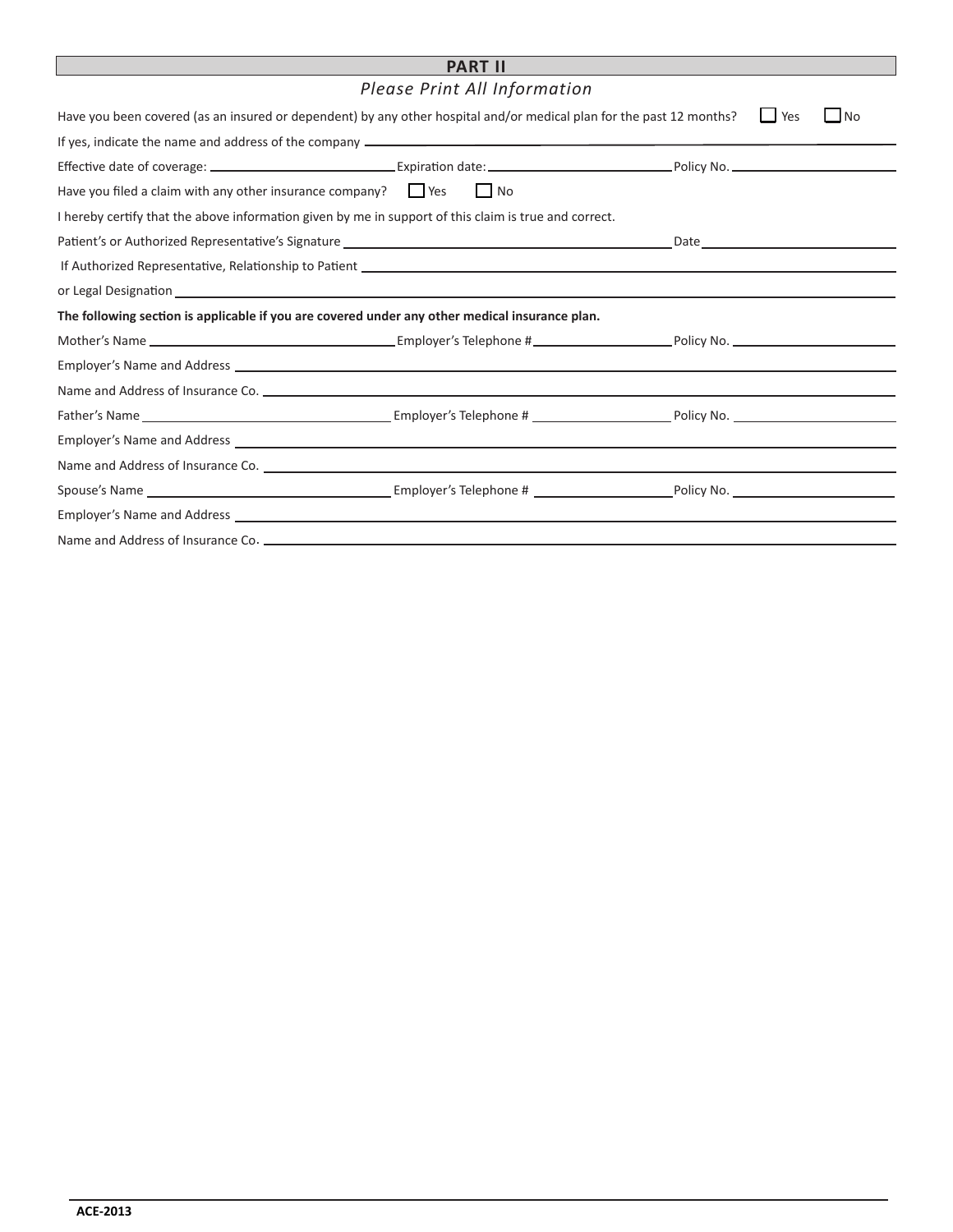## PART II

*Please Print All Information*

Have you been covered (as an insured or dependent) by any other hospital and/or medical plan for the past 12 months? ☐ Yes ☐ No

If yes, indicate the name and address of the company ______________________________

Effective date of coverage: ______________ Expiration date: ______________ Policy No. ______________

Have you filed a claim with any other insurance company? ☐ Yes ☐ No

I hereby certify that the above information given by me in support of this claim is true and correct.

Patient's or Authorized Representative's Signature ______________________________ Date ______________

If Authorized Representative, Relationship to Patient ______________________________

or Legal Designation ______________________________

**The following section is applicable if you are covered under any other medical insurance plan.**

Mother's Name ______________ Employer's Telephone # ______________ Policy No. ______________

Employer's Name and Address ______________________________

Name and Address of Insurance Co. ______________________________

Father's Name ______________ Employer's Telephone # ______________ Policy No. ______________

Employer's Name and Address ______________________________

Name and Address of Insurance Co. ______________________________

Spouse's Name ______________ Employer's Telephone # ______________ Policy No. ______________

Employer's Name and Address ______________________________

Name and Address of Insurance Co. ______________________________

ACE-2013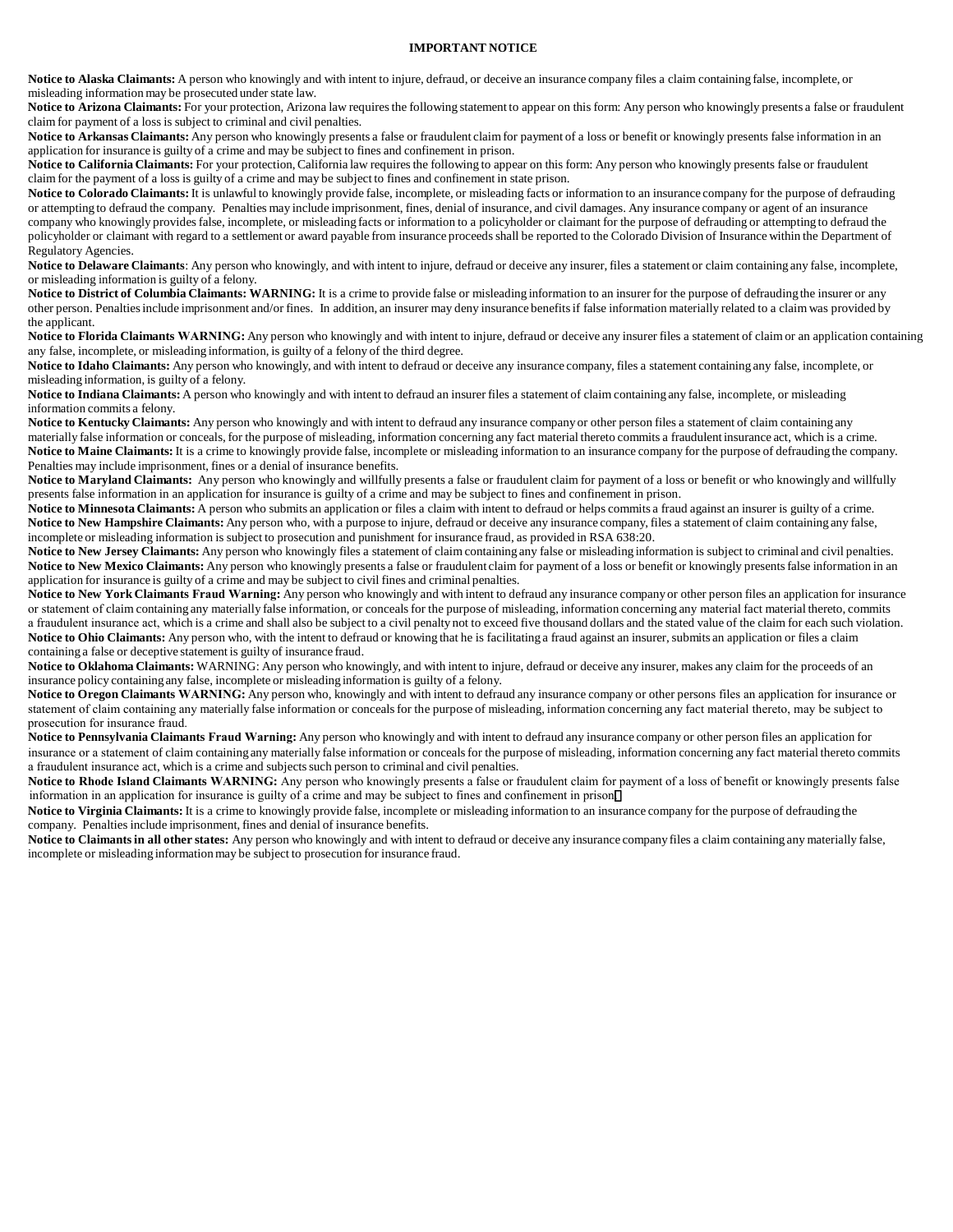**IMPORTANT NOTICE**

**Notice to Alaska Claimants:** A person who knowingly and with intent to injure, defraud, or deceive an insurance company files a claim containing false, incomplete, or misleading information may be prosecuted under state law.

**Notice to Arizona Claimants:** For your protection, Arizona law requires the following statement to appear on this form: Any person who knowingly presents a false or fraudulent claim for payment of a loss is subject to criminal and civil penalties.

**Notice to Arkansas Claimants:** Any person who knowingly presents a false or fraudulent claim for payment of a loss or benefit or knowingly presents false information in an application for insurance is guilty of a crime and may be subject to fines and confinement in prison.

**Notice to California Claimants:** For your protection, California law requires the following to appear on this form: Any person who knowingly presents false or fraudulent claim for the payment of a loss is guilty of a crime and may be subject to fines and confinement in state prison.

**Notice to Colorado Claimants:** It is unlawful to knowingly provide false, incomplete, or misleading facts or information to an insurance company for the purpose of defrauding or attempting to defraud the company. Penalties may include imprisonment, fines, denial of insurance, and civil damages. Any insurance company or agent of an insurance company who knowingly provides false, incomplete, or misleading facts or information to a policyholder or claimant for the purpose of defrauding or attempting to defraud the policyholder or claimant with regard to a settlement or award payable from insurance proceeds shall be reported to the Colorado Division of Insurance within the Department of Regulatory Agencies.

**Notice to Delaware Claimants**: Any person who knowingly, and with intent to injure, defraud or deceive any insurer, files a statement or claim containing any false, incomplete, or misleading information is guilty of a felony.

**Notice to District of Columbia Claimants: WARNING:** It is a crime to provide false or misleading information to an insurer for the purpose of defrauding the insurer or any other person. Penalties include imprisonment and/or fines. In addition, an insurer may deny insurance benefits if false information materially related to a claim was provided by the applicant.

**Notice to Florida Claimants WARNING:** Any person who knowingly and with intent to injure, defraud or deceive any insurer files a statement of claim or an application containing any false, incomplete, or misleading information, is guilty of a felony of the third degree.

**Notice to Idaho Claimants:** Any person who knowingly, and with intent to defraud or deceive any insurance company, files a statement containing any false, incomplete, or misleading information, is guilty of a felony.

**Notice to Indiana Claimants:** A person who knowingly and with intent to defraud an insurer files a statement of claim containing any false, incomplete, or misleading information commits a felony.

**Notice to Kentucky Claimants:** Any person who knowingly and with intent to defraud any insurance company or other person files a statement of claim containing any materially false information or conceals, for the purpose of misleading, information concerning any fact material thereto commits a fraudulent insurance act, which is a crime.

**Notice to Maine Claimants:** It is a crime to knowingly provide false, incomplete or misleading information to an insurance company for the purpose of defrauding the company. Penalties may include imprisonment, fines or a denial of insurance benefits.

**Notice to Maryland Claimants:** Any person who knowingly and willfully presents a false or fraudulent claim for payment of a loss or benefit or who knowingly and willfully presents false information in an application for insurance is guilty of a crime and may be subject to fines and confinement in prison.

**Notice to Minnesota Claimants:** A person who submits an application or files a claim with intent to defraud or helps commits a fraud against an insurer is guilty of a crime.

**Notice to New Hampshire Claimants:** Any person who, with a purpose to injure, defraud or deceive any insurance company, files a statement of claim containing any false, incomplete or misleading information is subject to prosecution and punishment for insurance fraud, as provided in RSA 638:20.

**Notice to New Jersey Claimants:** Any person who knowingly files a statement of claim containing any false or misleading information is subject to criminal and civil penalties.

**Notice to New Mexico Claimants:** Any person who knowingly presents a false or fraudulent claim for payment of a loss or benefit or knowingly presents false information in an application for insurance is guilty of a crime and may be subject to civil fines and criminal penalties.

**Notice to New York Claimants Fraud Warning:** Any person who knowingly and with intent to defraud any insurance company or other person files an application for insurance or statement of claim containing any materially false information, or conceals for the purpose of misleading, information concerning any material fact material thereto, commits a fraudulent insurance act, which is a crime and shall also be subject to a civil penalty not to exceed five thousand dollars and the stated value of the claim for each such violation.

**Notice to Ohio Claimants:** Any person who, with the intent to defraud or knowing that he is facilitating a fraud against an insurer, submits an application or files a claim containing a false or deceptive statement is guilty of insurance fraud.

**Notice to Oklahoma Claimants:** WARNING: Any person who knowingly, and with intent to injure, defraud or deceive any insurer, makes any claim for the proceeds of an insurance policy containing any false, incomplete or misleading information is guilty of a felony.

**Notice to Oregon Claimants WARNING:** Any person who, knowingly and with intent to defraud any insurance company or other persons files an application for insurance or statement of claim containing any materially false information or conceals for the purpose of misleading, information concerning any fact material thereto, may be subject to prosecution for insurance fraud.

**Notice to Pennsylvania Claimants Fraud Warning:** Any person who knowingly and with intent to defraud any insurance company or other person files an application for insurance or a statement of claim containing any materially false information or conceals for the purpose of misleading, information concerning any fact material thereto commits a fraudulent insurance act, which is a crime and subjects such person to criminal and civil penalties.

**Notice to Rhode Island Claimants WARNING:** Any person who knowingly presents a false or fraudulent claim for payment of a loss of benefit or knowingly presents false information in an application for insurance is guilty of a crime and may be subject to fines and confinement in prison.

**Notice to Virginia Claimants:** It is a crime to knowingly provide false, incomplete or misleading information to an insurance company for the purpose of defrauding the company. Penalties include imprisonment, fines and denial of insurance benefits.

**Notice to Claimants in all other states:** Any person who knowingly and with intent to defraud or deceive any insurance company files a claim containing any materially false, incomplete or misleading information may be subject to prosecution for insurance fraud.